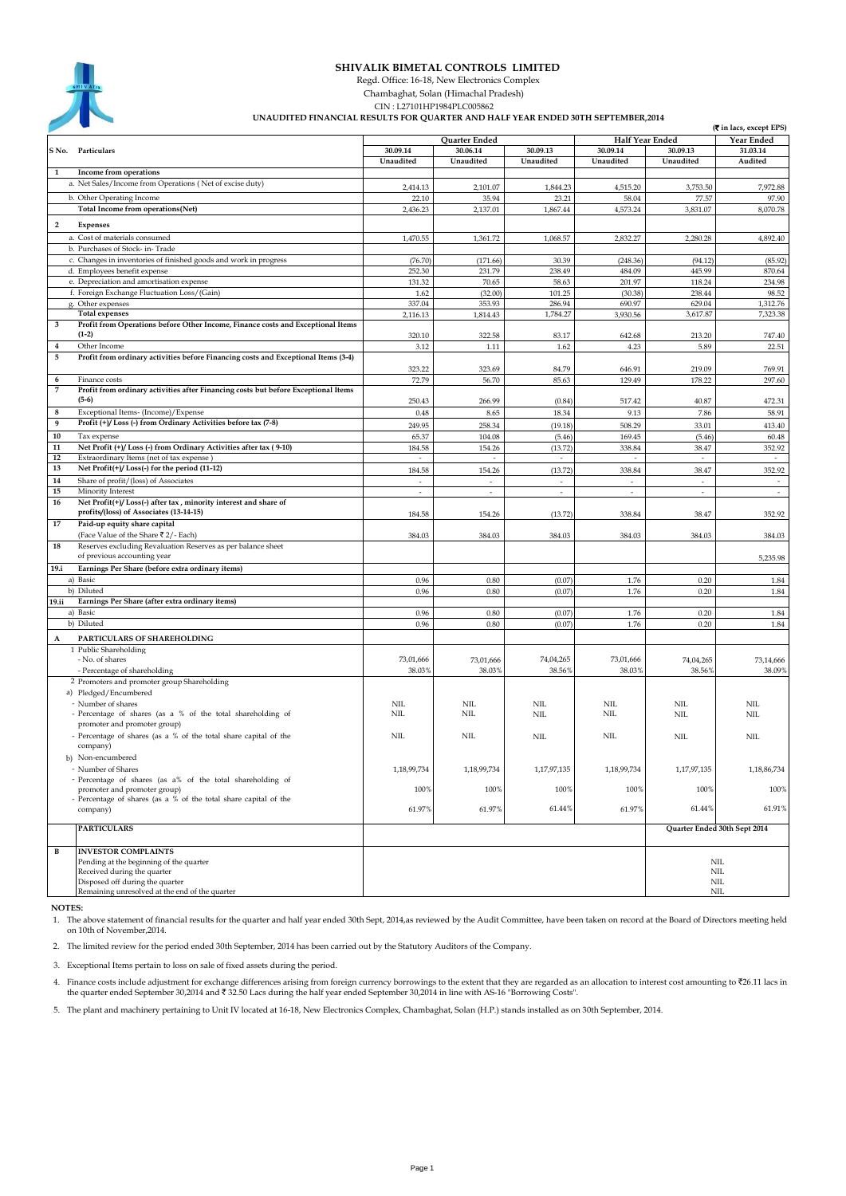# SHIVALIK BIMETAL CONTROLS LIMITED

Regd. Office: 16-18, New Electronics Complex

Chambaghat, Solan (Himachal Pradesh)

CIN : L27101HP1984PLC005862

## UNAUDITED FINANCIAL RESULTS FOR QUARTER AND HALF YEAR ENDED 30TH SEPTEMBER,2014

(₹ in lacs, except EPS)

| S No. | Particulars | Quarter Ended | | | Half Year Ended | | Year Ended |
|---|---|---|---|---|---|---|---|
| | | 30.09.14 | 30.06.14 | 30.09.13 | 30.09.14 | 30.09.13 | 31.03.14 |
| | | Unaudited | Unaudited | Unaudited | Unaudited | Unaudited | Audited |
| 1 | **Income from operations** | | | | | | |
| | a. Net Sales/Income from Operations ( Net of excise duty) | 2,414.13 | 2,101.07 | 1,844.23 | 4,515.20 | 3,753.50 | 7,972.88 |
| | b. Other Operating Income | 22.10 | 35.94 | 23.21 | 58.04 | 77.57 | 97.90 |
| | **Total Income from operations(Net)** | 2,436.23 | 2,137.01 | 1,867.44 | 4,573.24 | 3,831.07 | 8,070.78 |
| 2 | **Expenses** | | | | | | |
| | a. Cost of materials consumed | 1,470.55 | 1,361.72 | 1,068.57 | 2,832.27 | 2,280.28 | 4,892.40 |
| | b. Purchases of Stock- in- Trade | | | | | | |
| | c. Changes in inventories of finished goods and work in progress | (76.70) | (171.66) | 30.39 | (248.36) | (94.12) | (85.92) |
| | d. Employees benefit expense | 252.30 | 231.79 | 238.49 | 484.09 | 445.99 | 870.64 |
| | e. Depreciation and amortisation expense | 131.32 | 70.65 | 58.63 | 201.97 | 118.24 | 234.98 |
| | f. Foreign Exchange Fluctuation Loss/(Gain) | 1.62 | (32.00) | 101.25 | (30.38) | 238.44 | 98.52 |
| | g. Other expenses | 337.04 | 353.93 | 286.94 | 690.97 | 629.04 | 1,312.76 |
| | **Total expenses** | 2,116.13 | 1,814.43 | 1,784.27 | 3,930.56 | 3,617.87 | 7,323.38 |
| 3 | **Profit from Operations before Other Income, Finance costs and Exceptional Items (1-2)** | 320.10 | 322.58 | 83.17 | 642.68 | 213.20 | 747.40 |
| 4 | Other Income | 3.12 | 1.11 | 1.62 | 4.23 | 5.89 | 22.51 |
| 5 | **Profit from ordinary activities before Financing costs and Exceptional Items (3-4)** | 323.22 | 323.69 | 84.79 | 646.91 | 219.09 | 769.91 |
| 6 | Finance costs | 72.79 | 56.70 | 85.63 | 129.49 | 178.22 | 297.60 |
| 7 | **Profit from ordinary activities after Financing costs but before Exceptional Items (5-6)** | 250.43 | 266.99 | (0.84) | 517.42 | 40.87 | 472.31 |
| 8 | Exceptional Items- (Income)/Expense | 0.48 | 8.65 | 18.34 | 9.13 | 7.86 | 58.91 |
| 9 | **Profit (+)/ Loss (-) from Ordinary Activities before tax (7-8)** | 249.95 | 258.34 | (19.18) | 508.29 | 33.01 | 413.40 |
| 10 | Tax expense | 65.37 | 104.08 | (5.46) | 169.45 | (5.46) | 60.48 |
| 11 | **Net Profit (+)/ Loss (-) from Ordinary Activities after tax ( 9-10)** | 184.58 | 154.26 | (13.72) | 338.84 | 38.47 | 352.92 |
| 12 | Extraordinary Items (net of tax expense ) | - | - | - | - | - | - |
| 13 | **Net Profit(+)/ Loss(-) for the period (11-12)** | 184.58 | 154.26 | (13.72) | 338.84 | 38.47 | 352.92 |
| 14 | Share of profit/(loss) of Associates | - | - | - | - | - | - |
| 15 | Minority Interest | - | - | - | - | - | - |
| 16 | **Net Profit(+)/ Loss(-) after tax , minority interest and share of profits/(loss) of Associates (13-14-15)** | 184.58 | 154.26 | (13.72) | 338.84 | 38.47 | 352.92 |
| 17 | **Paid-up equity share capital** (Face Value of the Share ₹ 2/- Each) | 384.03 | 384.03 | 384.03 | 384.03 | 384.03 | 384.03 |
| 18 | Reserves excluding Revaluation Reserves as per balance sheet of previous accounting year | | | | | | 5,235.98 |
| 19.i | **Earnings Per Share (before extra ordinary items)** | | | | | | |
| | a) Basic | 0.96 | 0.80 | (0.07) | 1.76 | 0.20 | 1.84 |
| | b) Diluted | 0.96 | 0.80 | (0.07) | 1.76 | 0.20 | 1.84 |
| 19.ii | **Earnings Per Share (after extra ordinary items)** | | | | | | |
| | a) Basic | 0.96 | 0.80 | (0.07) | 1.76 | 0.20 | 1.84 |
| | b) Diluted | 0.96 | 0.80 | (0.07) | 1.76 | 0.20 | 1.84 |
| A | **PARTICULARS OF SHAREHOLDING** | | | | | | |
| | 1 Public Shareholding | | | | | | |
| | - No. of shares | 73,01,666 | 73,01,666 | 74,04,265 | 73,01,666 | 74,04,265 | 73,14,666 |
| | - Percentage of shareholding | 38.03% | 38.03% | 38.56% | 38.03% | 38.56% | 38.09% |
| | 2 Promoters and promoter group Shareholding | | | | | | |
| | a) Pledged/Encumbered | | | | | | |
| | - Number of shares | NIL | NIL | NIL | NIL | NIL | NIL |
| | - Percentage of shares (as a % of the total shareholding of promoter and promoter group) | NIL | NIL | NIL | NIL | NIL | NIL |
| | - Percentage of shares (as a % of the total share capital of the company) | NIL | NIL | NIL | NIL | NIL | NIL |
| | b) Non-encumbered | | | | | | |
| | - Number of Shares | 1,18,99,734 | 1,18,99,734 | 1,17,97,135 | 1,18,99,734 | 1,17,97,135 | 1,18,86,734 |
| | - Percentage of shares (as a% of the total shareholding of promoter and promoter group) | 100% | 100% | 100% | 100% | 100% | 100% |
| | - Percentage of shares (as a % of the total share capital of the company) | 61.97% | 61.97% | 61.44% | 61.97% | 61.44% | 61.91% |

| | PARTICULARS | Quarter Ended 30th Sept 2014 |
|---|---|---|
| B | **INVESTOR COMPLAINTS** | |
| | Pending at the beginning of the quarter | NIL |
| | Received during the quarter | NIL |
| | Disposed off during the quarter | NIL |
| | Remaining unresolved at the end of the quarter | NIL |

**NOTES:**

1. The above statement of financial results for the quarter and half year ended 30th Sept, 2014,as reviewed by the Audit Committee, have been taken on record at the Board of Directors meeting held on 10th of November,2014.

2. The limited review for the period ended 30th September, 2014 has been carried out by the Statutory Auditors of the Company.

3. Exceptional Items pertain to loss on sale of fixed assets during the period.

4. Finance costs include adjustment for exchange differences arising from foreign currency borrowings to the extent that they are regarded as an allocation to interest cost amounting to ₹26.11 lacs in the quarter ended September 30,2014 and ₹ 32.50 Lacs during the half year ended September 30,2014 in line with AS-16 "Borrowing Costs".

5. The plant and machinery pertaining to Unit IV located at 16-18, New Electronics Complex, Chambaghat, Solan (H.P.) stands installed as on 30th September, 2014.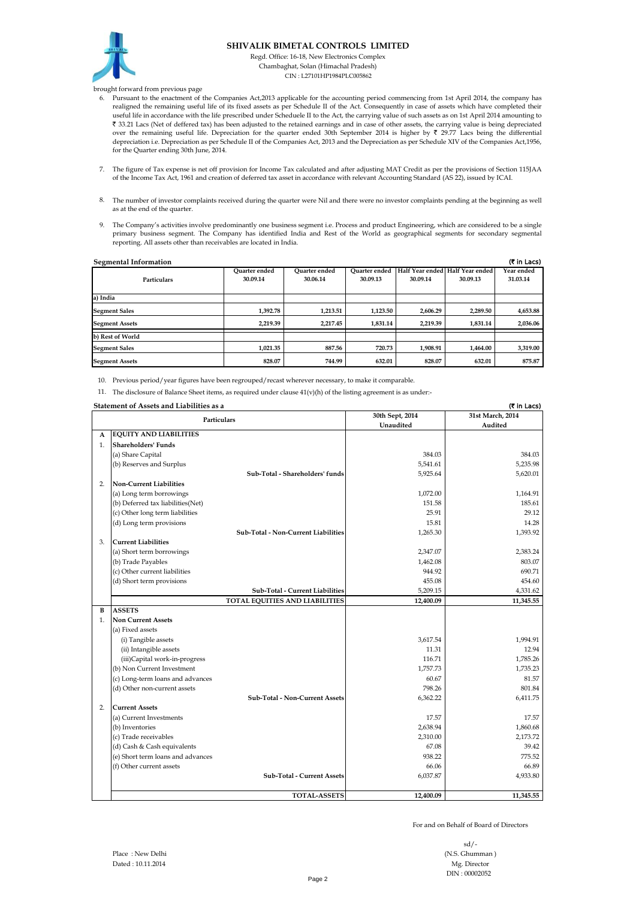# SHIVALIK BIMETAL CONTROLS LIMITED

Regd. Office: 16-18, New Electronics Complex
Chambaghat, Solan (Himachal Pradesh)
CIN : L27101HP1984PLC005862

brought forward from previous page

6. Pursuant to the enactment of the Companies Act,2013 applicable for the accounting period commencing from 1st April 2014, the company has realigned the remaining useful life of its fixed assets as per Schedule II of the Act. Consequently in case of assets which have completed their useful life in accordance with the life prescribed under Scheduele II to the Act, the carrying value of such assets as on 1st April 2014 amounting to ₹ 33.21 Lacs (Net of deffered tax) has been adjusted to the retained earnings and in case of other assets, the carrying value is being depreciated over the remaining useful life. Depreciation for the quarter ended 30th September 2014 is higher by ₹ 29.77 Lacs being the differential depreciation i.e. Depreciation as per Schedule II of the Companies Act, 2013 and the Depreciation as per Schedule XIV of the Companies Act,1956, for the Quarter ending 30th June, 2014.

7. The figure of Tax expense is net off provision for Income Tax calculated and after adjusting MAT Credit as per the provisions of Section 115JAA of the Income Tax Act, 1961 and creation of deferred tax asset in accordance with relevant Accounting Standard (AS 22), issued by ICAI.

8. The number of investor complaints received during the quarter were Nil and there were no investor complaints pending at the beginning as well as at the end of the quarter.

9. The Company's activities involve predominantly one business segment i.e. Process and product Engineering, which are considered to be a single primary business segment. The Company has identified India and Rest of the World as geographical segments for secondary segmental reporting. All assets other than receivables are located in India.

**Segmental Information** (₹ in Lacs)

| Particulars | Quarter ended 30.09.14 | Quarter ended 30.06.14 | Quarter ended 30.09.13 | Half Year ended 30.09.14 | Half Year ended 30.09.13 | Year ended 31.03.14 |
|---|---|---|---|---|---|---|
| a) India | | | | | | |
| Segment Sales | 1,392.78 | 1,213.51 | 1,123.50 | 2,606.29 | 2,289.50 | 4,653.88 |
| Segment Assets | 2,219.39 | 2,217.45 | 1,831.14 | 2,219.39 | 1,831.14 | 2,036.06 |
| b) Rest of World | | | | | | |
| Segment Sales | 1,021.35 | 887.56 | 720.73 | 1,908.91 | 1,464.00 | 3,319.00 |
| Segment Assets | 828.07 | 744.99 | 632.01 | 828.07 | 632.01 | 875.87 |

10. Previous period/year figures have been regrouped/recast wherever necessary, to make it comparable.

11. The disclosure of Balance Sheet items, as required under clause 41(v)(h) of the listing agreement is as under:-

**Statement of Assets and Liabilities as a** (₹ in Lacs)

| | Particulars | 30th Sept, 2014 Unaudited | 31st March, 2014 Audited |
|---|---|---|---|
| **A** | **EQUITY AND LIABILITIES** | | |
| 1. | **Shareholders' Funds** | | |
| | (a) Share Capital | 384.03 | 384.03 |
| | (b) Reserves and Surplus | 5,541.61 | 5,235.98 |
| | **Sub-Total - Shareholders' funds** | 5,925.64 | 5,620.01 |
| 2. | **Non-Current Liabilities** | | |
| | (a) Long term borrowings | 1,072.00 | 1,164.91 |
| | (b) Deferred tax liabilities(Net) | 151.58 | 185.61 |
| | (c) Other long term liabilities | 25.91 | 29.12 |
| | (d) Long term provisions | 15.81 | 14.28 |
| | **Sub-Total - Non-Current Liabilities** | 1,265.30 | 1,393.92 |
| 3. | **Current Liabilities** | | |
| | (a) Short term borrowings | 2,347.07 | 2,383.24 |
| | (b) Trade Payables | 1,462.08 | 803.07 |
| | (c) Other current liabilities | 944.92 | 690.71 |
| | (d) Short term provisions | 455.08 | 454.60 |
| | **Sub-Total - Current Liabilities** | 5,209.15 | 4,331.62 |
| | **TOTAL EQUITIES AND LIABILITIES** | **12,400.09** | **11,345.55** |
| **B** | **ASSETS** | | |
| 1. | **Non Current Assets** | | |
| | (a) Fixed assets | | |
| | (i) Tangible assets | 3,617.54 | 1,994.91 |
| | (ii) Intangible assets | 11.31 | 12.94 |
| | (iii)Capital work-in-progress | 116.71 | 1,785.26 |
| | (b) Non Current Investment | 1,757.73 | 1,735.23 |
| | (c) Long-term loans and advances | 60.67 | 81.57 |
| | (d) Other non-current assets | 798.26 | 801.84 |
| | **Sub-Total - Non-Current Assets** | 6,362.22 | 6,411.75 |
| 2. | **Current Assets** | | |
| | (a) Current Investments | 17.57 | 17.57 |
| | (b) Inventories | 2,638.94 | 1,860.68 |
| | (c) Trade receivables | 2,310.00 | 2,173.72 |
| | (d) Cash & Cash equivalents | 67.08 | 39.42 |
| | (e) Short term loans and advances | 938.22 | 775.52 |
| | (f) Other current assets | 66.06 | 66.89 |
| | **Sub-Total - Current Assets** | 6,037.87 | 4,933.80 |
| | **TOTAL-ASSETS** | **12,400.09** | **11,345.55** |

For and on Behalf of Board of Directors

sd/-
(N.S. Ghumman )
Mg. Director
DIN : 00002052

Place : New Delhi
Dated : 10.11.2014